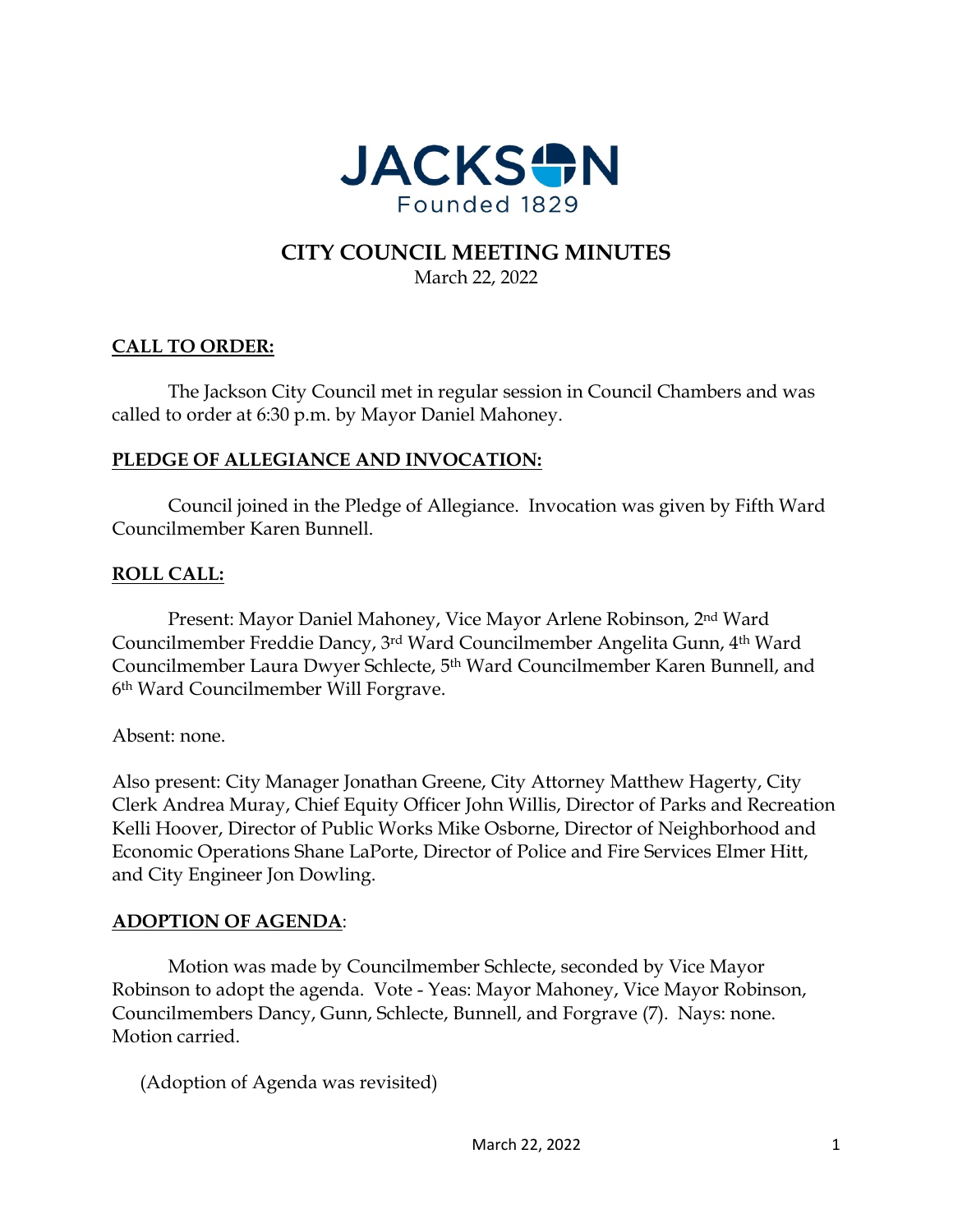JACKSON
Founded 1829

# CITY COUNCIL MEETING MINUTES

March 22, 2022

## CALL TO ORDER:

The Jackson City Council met in regular session in Council Chambers and was called to order at 6:30 p.m. by Mayor Daniel Mahoney.

## PLEDGE OF ALLEGIANCE AND INVOCATION:

Council joined in the Pledge of Allegiance. Invocation was given by Fifth Ward Councilmember Karen Bunnell.

## ROLL CALL:

Present: Mayor Daniel Mahoney, Vice Mayor Arlene Robinson, 2nd Ward Councilmember Freddie Dancy, 3rd Ward Councilmember Angelita Gunn, 4th Ward Councilmember Laura Dwyer Schlecte, 5th Ward Councilmember Karen Bunnell, and 6th Ward Councilmember Will Forgrave.

Absent: none.

Also present: City Manager Jonathan Greene, City Attorney Matthew Hagerty, City Clerk Andrea Muray, Chief Equity Officer John Willis, Director of Parks and Recreation Kelli Hoover, Director of Public Works Mike Osborne, Director of Neighborhood and Economic Operations Shane LaPorte, Director of Police and Fire Services Elmer Hitt, and City Engineer Jon Dowling.

## ADOPTION OF AGENDA:

Motion was made by Councilmember Schlecte, seconded by Vice Mayor Robinson to adopt the agenda. Vote - Yeas: Mayor Mahoney, Vice Mayor Robinson, Councilmembers Dancy, Gunn, Schlecte, Bunnell, and Forgrave (7). Nays: none. Motion carried.

(Adoption of Agenda was revisited)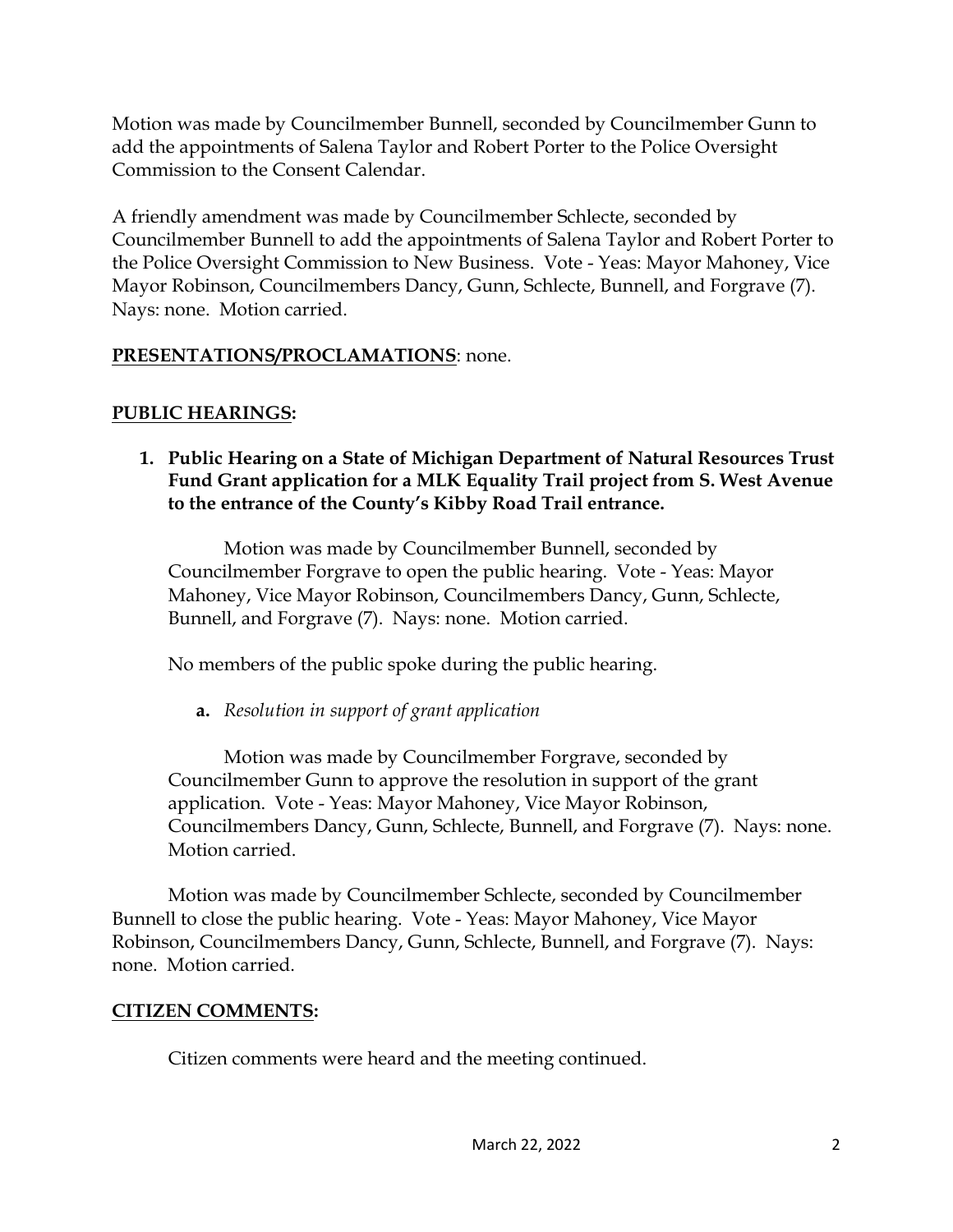Motion was made by Councilmember Bunnell, seconded by Councilmember Gunn to add the appointments of Salena Taylor and Robert Porter to the Police Oversight Commission to the Consent Calendar.

A friendly amendment was made by Councilmember Schlecte, seconded by Councilmember Bunnell to add the appointments of Salena Taylor and Robert Porter to the Police Oversight Commission to New Business. Vote - Yeas: Mayor Mahoney, Vice Mayor Robinson, Councilmembers Dancy, Gunn, Schlecte, Bunnell, and Forgrave (7). Nays: none. Motion carried.

**PRESENTATIONS/PROCLAMATIONS**: none.

**PUBLIC HEARINGS:**

1. **Public Hearing on a State of Michigan Department of Natural Resources Trust Fund Grant application for a MLK Equality Trail project from S. West Avenue to the entrance of the County's Kibby Road Trail entrance.**

   Motion was made by Councilmember Bunnell, seconded by Councilmember Forgrave to open the public hearing. Vote - Yeas: Mayor Mahoney, Vice Mayor Robinson, Councilmembers Dancy, Gunn, Schlecte, Bunnell, and Forgrave (7). Nays: none. Motion carried.

   No members of the public spoke during the public hearing.

   a. *Resolution in support of grant application*

   Motion was made by Councilmember Forgrave, seconded by Councilmember Gunn to approve the resolution in support of the grant application. Vote - Yeas: Mayor Mahoney, Vice Mayor Robinson, Councilmembers Dancy, Gunn, Schlecte, Bunnell, and Forgrave (7). Nays: none. Motion carried.

Motion was made by Councilmember Schlecte, seconded by Councilmember Bunnell to close the public hearing. Vote - Yeas: Mayor Mahoney, Vice Mayor Robinson, Councilmembers Dancy, Gunn, Schlecte, Bunnell, and Forgrave (7). Nays: none. Motion carried.

**CITIZEN COMMENTS:**

Citizen comments were heard and the meeting continued.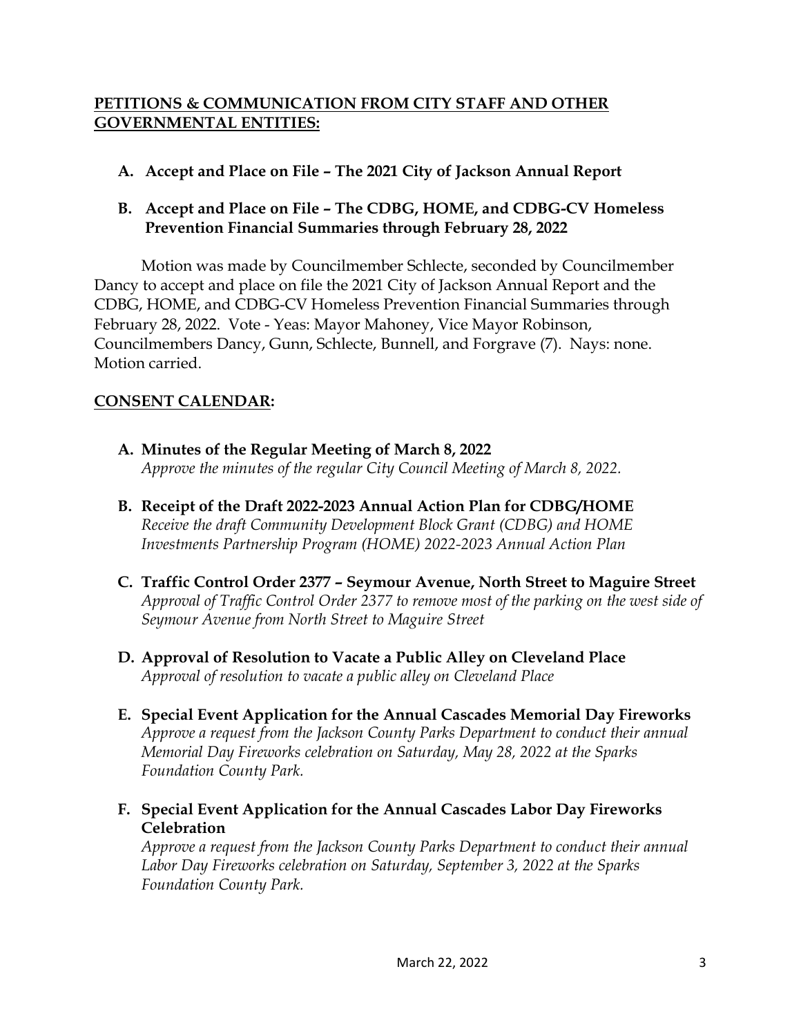## PETITIONS & COMMUNICATION FROM CITY STAFF AND OTHER GOVERNMENTAL ENTITIES:

**A. Accept and Place on File – The 2021 City of Jackson Annual Report**

**B. Accept and Place on File – The CDBG, HOME, and CDBG-CV Homeless Prevention Financial Summaries through February 28, 2022**

Motion was made by Councilmember Schlecte, seconded by Councilmember Dancy to accept and place on file the 2021 City of Jackson Annual Report and the CDBG, HOME, and CDBG-CV Homeless Prevention Financial Summaries through February 28, 2022. Vote - Yeas: Mayor Mahoney, Vice Mayor Robinson, Councilmembers Dancy, Gunn, Schlecte, Bunnell, and Forgrave (7). Nays: none. Motion carried.

## CONSENT CALENDAR:

**A. Minutes of the Regular Meeting of March 8, 2022**
*Approve the minutes of the regular City Council Meeting of March 8, 2022.*

**B. Receipt of the Draft 2022-2023 Annual Action Plan for CDBG/HOME**
*Receive the draft Community Development Block Grant (CDBG) and HOME Investments Partnership Program (HOME) 2022-2023 Annual Action Plan*

**C. Traffic Control Order 2377 – Seymour Avenue, North Street to Maguire Street**
*Approval of Traffic Control Order 2377 to remove most of the parking on the west side of Seymour Avenue from North Street to Maguire Street*

**D. Approval of Resolution to Vacate a Public Alley on Cleveland Place**
*Approval of resolution to vacate a public alley on Cleveland Place*

**E. Special Event Application for the Annual Cascades Memorial Day Fireworks**
*Approve a request from the Jackson County Parks Department to conduct their annual Memorial Day Fireworks celebration on Saturday, May 28, 2022 at the Sparks Foundation County Park.*

**F. Special Event Application for the Annual Cascades Labor Day Fireworks Celebration**
*Approve a request from the Jackson County Parks Department to conduct their annual Labor Day Fireworks celebration on Saturday, September 3, 2022 at the Sparks Foundation County Park.*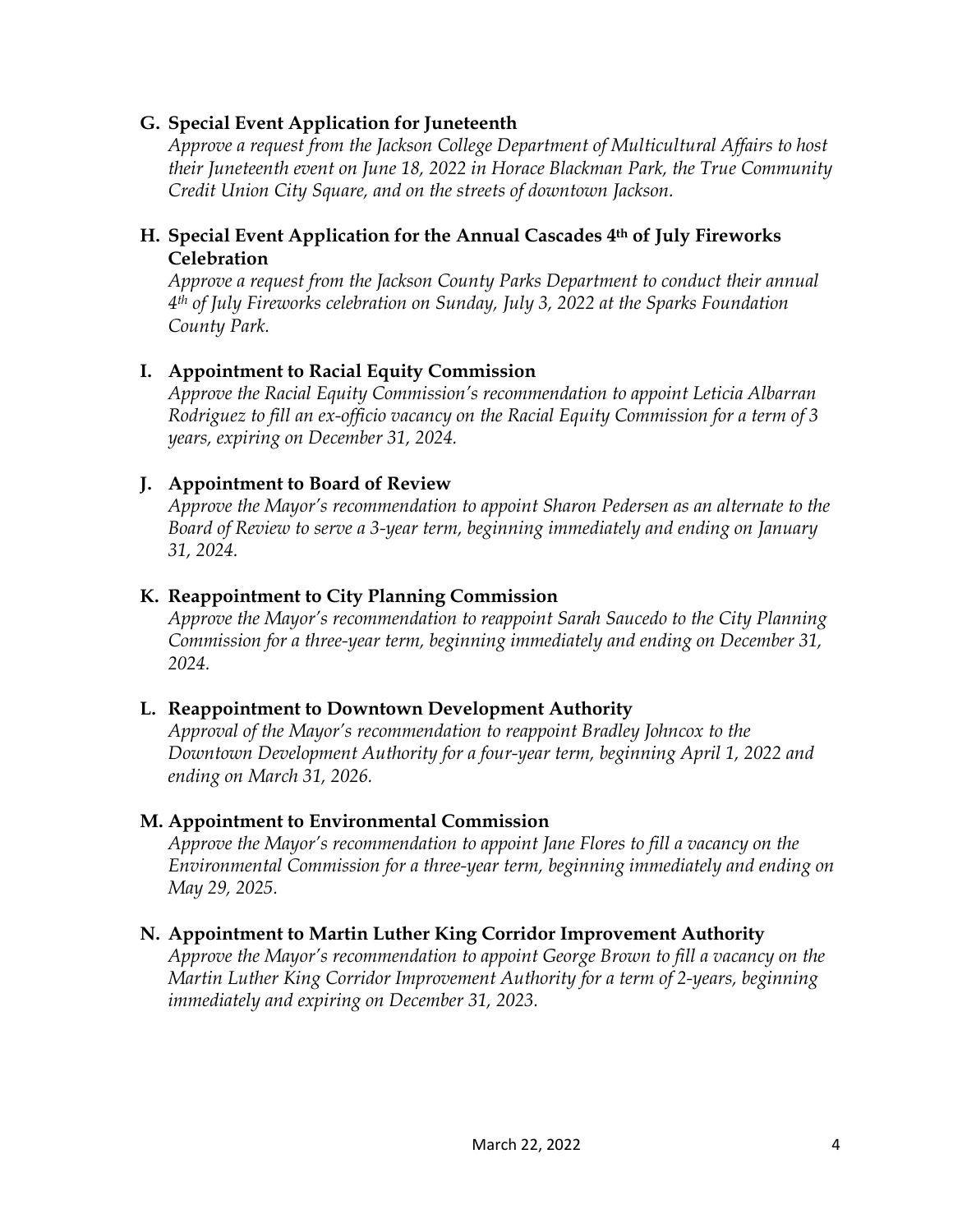**G. Special Event Application for Juneteenth**

*Approve a request from the Jackson College Department of Multicultural Affairs to host their Juneteenth event on June 18, 2022 in Horace Blackman Park, the True Community Credit Union City Square, and on the streets of downtown Jackson.*

**H. Special Event Application for the Annual Cascades 4th of July Fireworks Celebration**

*Approve a request from the Jackson County Parks Department to conduct their annual 4th of July Fireworks celebration on Sunday, July 3, 2022 at the Sparks Foundation County Park.*

**I. Appointment to Racial Equity Commission**

*Approve the Racial Equity Commission's recommendation to appoint Leticia Albarran Rodriguez to fill an ex-officio vacancy on the Racial Equity Commission for a term of 3 years, expiring on December 31, 2024.*

**J. Appointment to Board of Review**

*Approve the Mayor's recommendation to appoint Sharon Pedersen as an alternate to the Board of Review to serve a 3-year term, beginning immediately and ending on January 31, 2024.*

**K. Reappointment to City Planning Commission**

*Approve the Mayor's recommendation to reappoint Sarah Saucedo to the City Planning Commission for a three-year term, beginning immediately and ending on December 31, 2024.*

**L. Reappointment to Downtown Development Authority**

*Approval of the Mayor's recommendation to reappoint Bradley Johncox to the Downtown Development Authority for a four-year term, beginning April 1, 2022 and ending on March 31, 2026.*

**M. Appointment to Environmental Commission**

*Approve the Mayor's recommendation to appoint Jane Flores to fill a vacancy on the Environmental Commission for a three-year term, beginning immediately and ending on May 29, 2025.*

**N. Appointment to Martin Luther King Corridor Improvement Authority**

*Approve the Mayor's recommendation to appoint George Brown to fill a vacancy on the Martin Luther King Corridor Improvement Authority for a term of 2-years, beginning immediately and expiring on December 31, 2023.*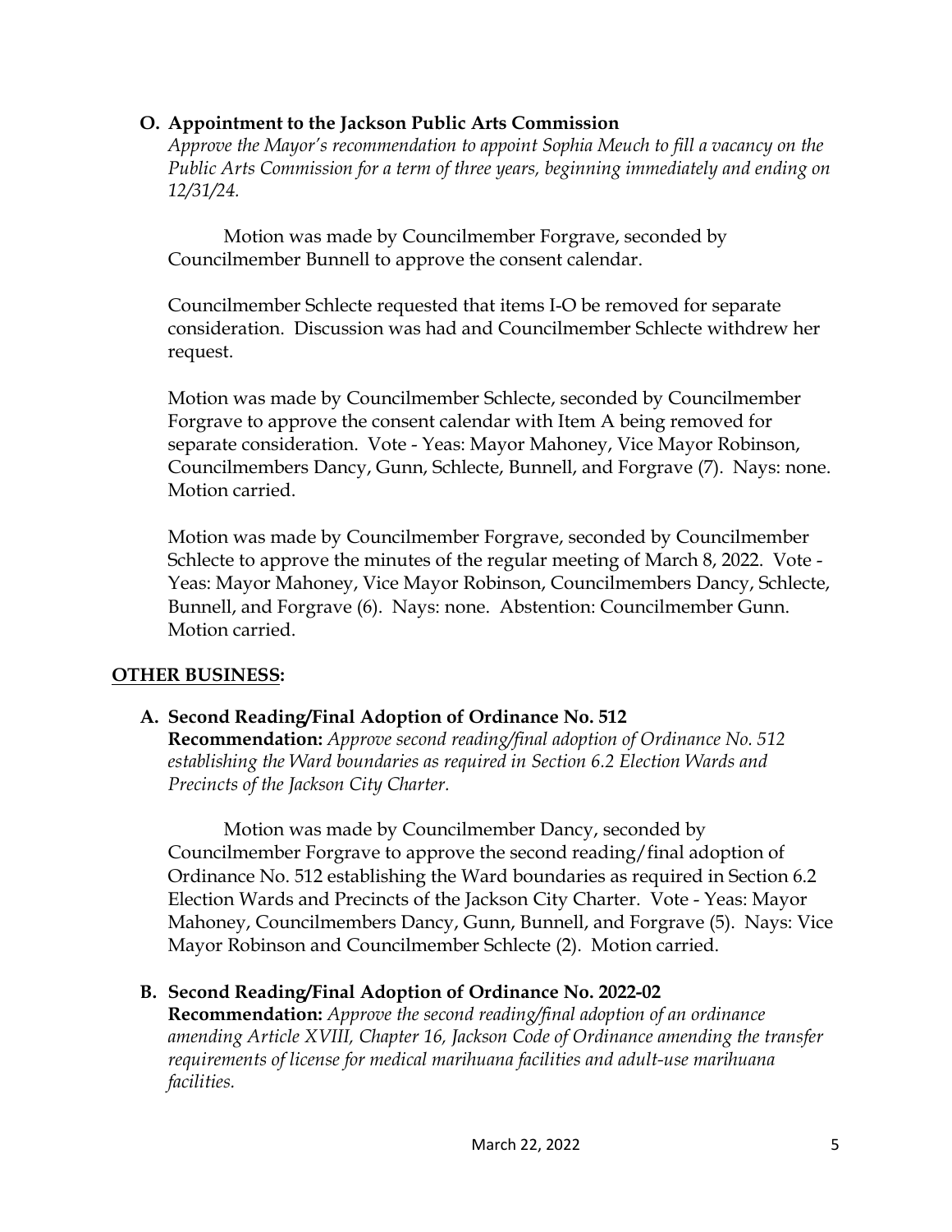**O. Appointment to the Jackson Public Arts Commission**

*Approve the Mayor's recommendation to appoint Sophia Meuch to fill a vacancy on the Public Arts Commission for a term of three years, beginning immediately and ending on 12/31/24.*

Motion was made by Councilmember Forgrave, seconded by Councilmember Bunnell to approve the consent calendar.

Councilmember Schlecte requested that items I-O be removed for separate consideration. Discussion was had and Councilmember Schlecte withdrew her request.

Motion was made by Councilmember Schlecte, seconded by Councilmember Forgrave to approve the consent calendar with Item A being removed for separate consideration. Vote - Yeas: Mayor Mahoney, Vice Mayor Robinson, Councilmembers Dancy, Gunn, Schlecte, Bunnell, and Forgrave (7). Nays: none. Motion carried.

Motion was made by Councilmember Forgrave, seconded by Councilmember Schlecte to approve the minutes of the regular meeting of March 8, 2022. Vote - Yeas: Mayor Mahoney, Vice Mayor Robinson, Councilmembers Dancy, Schlecte, Bunnell, and Forgrave (6). Nays: none. Abstention: Councilmember Gunn. Motion carried.

## OTHER BUSINESS:

**A. Second Reading/Final Adoption of Ordinance No. 512**

**Recommendation:** *Approve second reading/final adoption of Ordinance No. 512 establishing the Ward boundaries as required in Section 6.2 Election Wards and Precincts of the Jackson City Charter.*

Motion was made by Councilmember Dancy, seconded by Councilmember Forgrave to approve the second reading/final adoption of Ordinance No. 512 establishing the Ward boundaries as required in Section 6.2 Election Wards and Precincts of the Jackson City Charter. Vote - Yeas: Mayor Mahoney, Councilmembers Dancy, Gunn, Bunnell, and Forgrave (5). Nays: Vice Mayor Robinson and Councilmember Schlecte (2). Motion carried.

**B. Second Reading/Final Adoption of Ordinance No. 2022-02**

**Recommendation:** *Approve the second reading/final adoption of an ordinance amending Article XVIII, Chapter 16, Jackson Code of Ordinance amending the transfer requirements of license for medical marihuana facilities and adult-use marihuana facilities.*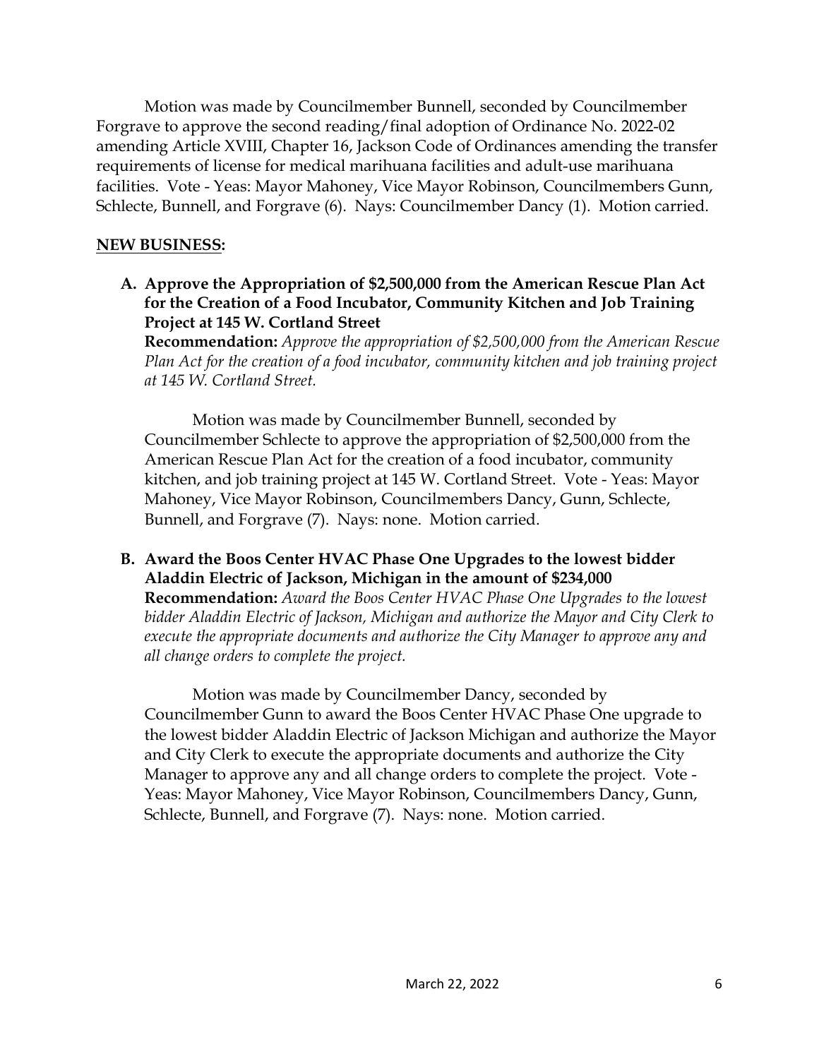Motion was made by Councilmember Bunnell, seconded by Councilmember Forgrave to approve the second reading/final adoption of Ordinance No. 2022-02 amending Article XVIII, Chapter 16, Jackson Code of Ordinances amending the transfer requirements of license for medical marihuana facilities and adult-use marihuana facilities. Vote - Yeas: Mayor Mahoney, Vice Mayor Robinson, Councilmembers Gunn, Schlecte, Bunnell, and Forgrave (6). Nays: Councilmember Dancy (1). Motion carried.

**NEW BUSINESS:**

**A. Approve the Appropriation of $2,500,000 from the American Rescue Plan Act for the Creation of a Food Incubator, Community Kitchen and Job Training Project at 145 W. Cortland Street**

**Recommendation:** *Approve the appropriation of $2,500,000 from the American Rescue Plan Act for the creation of a food incubator, community kitchen and job training project at 145 W. Cortland Street.*

Motion was made by Councilmember Bunnell, seconded by Councilmember Schlecte to approve the appropriation of $2,500,000 from the American Rescue Plan Act for the creation of a food incubator, community kitchen, and job training project at 145 W. Cortland Street. Vote - Yeas: Mayor Mahoney, Vice Mayor Robinson, Councilmembers Dancy, Gunn, Schlecte, Bunnell, and Forgrave (7). Nays: none. Motion carried.

**B. Award the Boos Center HVAC Phase One Upgrades to the lowest bidder Aladdin Electric of Jackson, Michigan in the amount of $234,000**

**Recommendation:** *Award the Boos Center HVAC Phase One Upgrades to the lowest bidder Aladdin Electric of Jackson, Michigan and authorize the Mayor and City Clerk to execute the appropriate documents and authorize the City Manager to approve any and all change orders to complete the project.*

Motion was made by Councilmember Dancy, seconded by Councilmember Gunn to award the Boos Center HVAC Phase One upgrade to the lowest bidder Aladdin Electric of Jackson Michigan and authorize the Mayor and City Clerk to execute the appropriate documents and authorize the City Manager to approve any and all change orders to complete the project. Vote - Yeas: Mayor Mahoney, Vice Mayor Robinson, Councilmembers Dancy, Gunn, Schlecte, Bunnell, and Forgrave (7). Nays: none. Motion carried.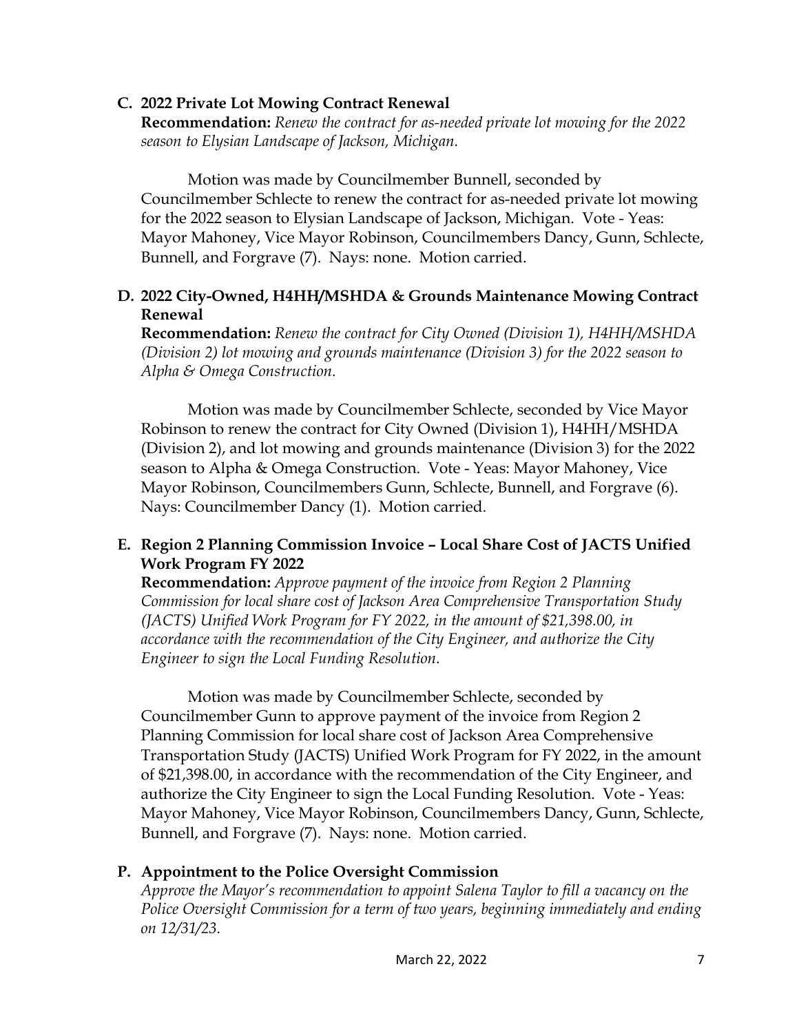### C. 2022 Private Lot Mowing Contract Renewal

**Recommendation:** *Renew the contract for as-needed private lot mowing for the 2022 season to Elysian Landscape of Jackson, Michigan.*

Motion was made by Councilmember Bunnell, seconded by Councilmember Schlecte to renew the contract for as-needed private lot mowing for the 2022 season to Elysian Landscape of Jackson, Michigan. Vote - Yeas: Mayor Mahoney, Vice Mayor Robinson, Councilmembers Dancy, Gunn, Schlecte, Bunnell, and Forgrave (7). Nays: none. Motion carried.

### D. 2022 City-Owned, H4HH/MSHDA & Grounds Maintenance Mowing Contract Renewal

**Recommendation:** *Renew the contract for City Owned (Division 1), H4HH/MSHDA (Division 2) lot mowing and grounds maintenance (Division 3) for the 2022 season to Alpha & Omega Construction.*

Motion was made by Councilmember Schlecte, seconded by Vice Mayor Robinson to renew the contract for City Owned (Division 1), H4HH/MSHDA (Division 2), and lot mowing and grounds maintenance (Division 3) for the 2022 season to Alpha & Omega Construction. Vote - Yeas: Mayor Mahoney, Vice Mayor Robinson, Councilmembers Gunn, Schlecte, Bunnell, and Forgrave (6). Nays: Councilmember Dancy (1). Motion carried.

### E. Region 2 Planning Commission Invoice – Local Share Cost of JACTS Unified Work Program FY 2022

**Recommendation:** *Approve payment of the invoice from Region 2 Planning Commission for local share cost of Jackson Area Comprehensive Transportation Study (JACTS) Unified Work Program for FY 2022, in the amount of $21,398.00, in accordance with the recommendation of the City Engineer, and authorize the City Engineer to sign the Local Funding Resolution.*

Motion was made by Councilmember Schlecte, seconded by Councilmember Gunn to approve payment of the invoice from Region 2 Planning Commission for local share cost of Jackson Area Comprehensive Transportation Study (JACTS) Unified Work Program for FY 2022, in the amount of $21,398.00, in accordance with the recommendation of the City Engineer, and authorize the City Engineer to sign the Local Funding Resolution. Vote - Yeas: Mayor Mahoney, Vice Mayor Robinson, Councilmembers Dancy, Gunn, Schlecte, Bunnell, and Forgrave (7). Nays: none. Motion carried.

### P. Appointment to the Police Oversight Commission

*Approve the Mayor's recommendation to appoint Salena Taylor to fill a vacancy on the Police Oversight Commission for a term of two years, beginning immediately and ending on 12/31/23.*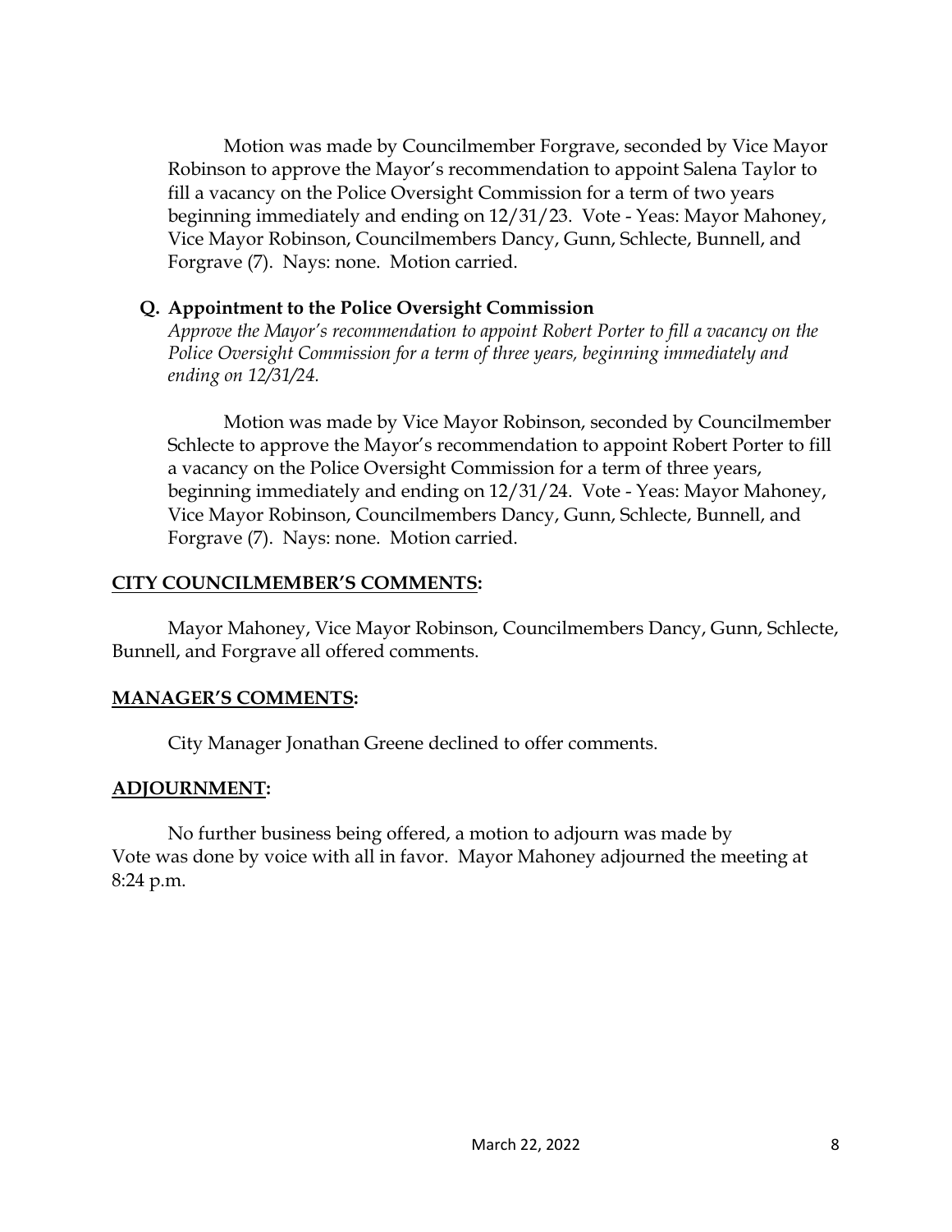Motion was made by Councilmember Forgrave, seconded by Vice Mayor Robinson to approve the Mayor's recommendation to appoint Salena Taylor to fill a vacancy on the Police Oversight Commission for a term of two years beginning immediately and ending on 12/31/23. Vote - Yeas: Mayor Mahoney, Vice Mayor Robinson, Councilmembers Dancy, Gunn, Schlecte, Bunnell, and Forgrave (7). Nays: none. Motion carried.

**Q. Appointment to the Police Oversight Commission**

*Approve the Mayor's recommendation to appoint Robert Porter to fill a vacancy on the Police Oversight Commission for a term of three years, beginning immediately and ending on 12/31/24.*

Motion was made by Vice Mayor Robinson, seconded by Councilmember Schlecte to approve the Mayor's recommendation to appoint Robert Porter to fill a vacancy on the Police Oversight Commission for a term of three years, beginning immediately and ending on 12/31/24. Vote - Yeas: Mayor Mahoney, Vice Mayor Robinson, Councilmembers Dancy, Gunn, Schlecte, Bunnell, and Forgrave (7). Nays: none. Motion carried.

**CITY COUNCILMEMBER'S COMMENTS:**

Mayor Mahoney, Vice Mayor Robinson, Councilmembers Dancy, Gunn, Schlecte, Bunnell, and Forgrave all offered comments.

**MANAGER'S COMMENTS:**

City Manager Jonathan Greene declined to offer comments.

**ADJOURNMENT:**

No further business being offered, a motion to adjourn was made by
Vote was done by voice with all in favor. Mayor Mahoney adjourned the meeting at 8:24 p.m.